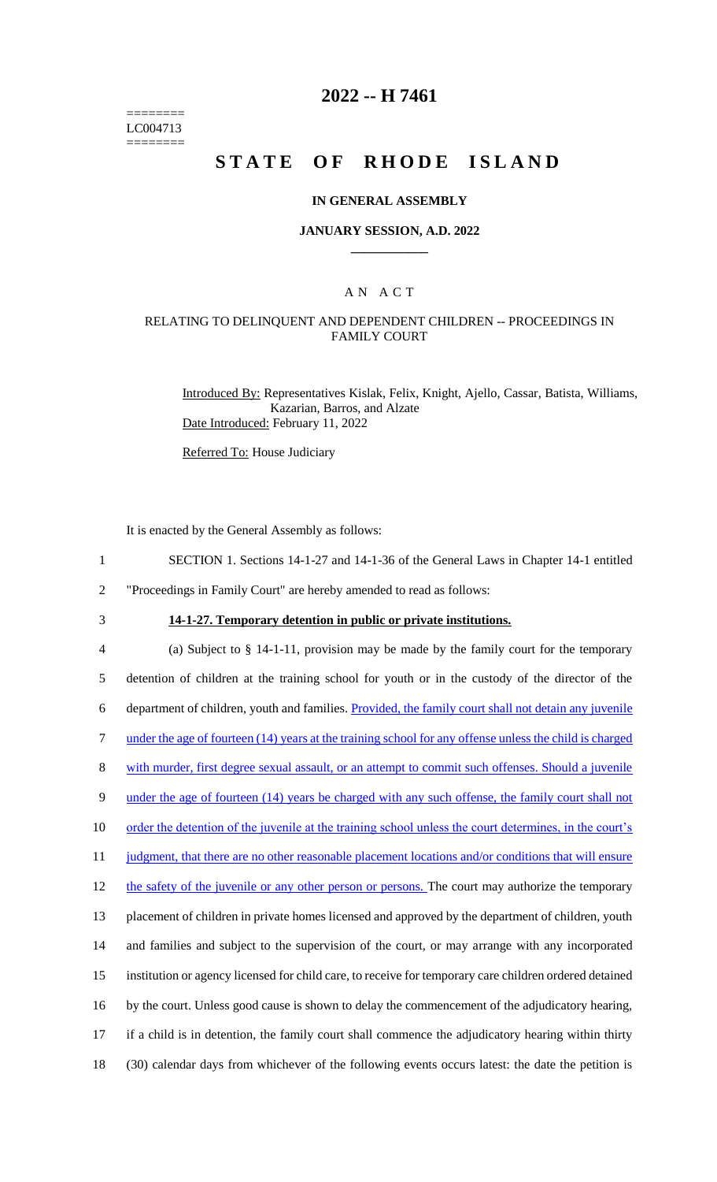========
LC004713
========

# 2022 -- H 7461

# STATE OF RHODE ISLAND

### IN GENERAL ASSEMBLY

### JANUARY SESSION, A.D. 2022

## A N A C T

### RELATING TO DELINQUENT AND DEPENDENT CHILDREN -- PROCEEDINGS IN FAMILY COURT

Introduced By: Representatives Kislak, Felix, Knight, Ajello, Cassar, Batista, Williams, Kazarian, Barros, and Alzate

Date Introduced: February 11, 2022

Referred To: House Judiciary

It is enacted by the General Assembly as follows:

1 SECTION 1. Sections 14-1-27 and 14-1-36 of the General Laws in Chapter 14-1 entitled
2 "Proceedings in Family Court" are hereby amended to read as follows:

3 **14-1-27. Temporary detention in public or private institutions.**

4 (a) Subject to § 14-1-11, provision may be made by the family court for the temporary
5 detention of children at the training school for youth or in the custody of the director of the
6 department of children, youth and families. Provided, the family court shall not detain any juvenile
7 under the age of fourteen (14) years at the training school for any offense unless the child is charged
8 with murder, first degree sexual assault, or an attempt to commit such offenses. Should a juvenile
9 under the age of fourteen (14) years be charged with any such offense, the family court shall not
10 order the detention of the juvenile at the training school unless the court determines, in the court's
11 judgment, that there are no other reasonable placement locations and/or conditions that will ensure
12 the safety of the juvenile or any other person or persons. The court may authorize the temporary
13 placement of children in private homes licensed and approved by the department of children, youth
14 and families and subject to the supervision of the court, or may arrange with any incorporated
15 institution or agency licensed for child care, to receive for temporary care children ordered detained
16 by the court. Unless good cause is shown to delay the commencement of the adjudicatory hearing,
17 if a child is in detention, the family court shall commence the adjudicatory hearing within thirty
18 (30) calendar days from whichever of the following events occurs latest: the date the petition is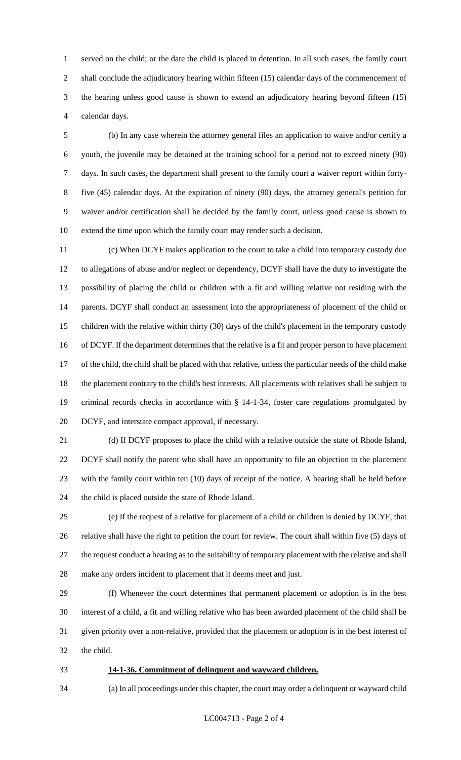served on the child; or the date the child is placed in detention. In all such cases, the family court shall conclude the adjudicatory hearing within fifteen (15) calendar days of the commencement of the hearing unless good cause is shown to extend an adjudicatory hearing beyond fifteen (15) calendar days.

(b) In any case wherein the attorney general files an application to waive and/or certify a youth, the juvenile may be detained at the training school for a period not to exceed ninety (90) days. In such cases, the department shall present to the family court a waiver report within forty-five (45) calendar days. At the expiration of ninety (90) days, the attorney general's petition for waiver and/or certification shall be decided by the family court, unless good cause is shown to extend the time upon which the family court may render such a decision.

(c) When DCYF makes application to the court to take a child into temporary custody due to allegations of abuse and/or neglect or dependency, DCYF shall have the duty to investigate the possibility of placing the child or children with a fit and willing relative not residing with the parents. DCYF shall conduct an assessment into the appropriateness of placement of the child or children with the relative within thirty (30) days of the child's placement in the temporary custody of DCYF. If the department determines that the relative is a fit and proper person to have placement of the child, the child shall be placed with that relative, unless the particular needs of the child make the placement contrary to the child's best interests. All placements with relatives shall be subject to criminal records checks in accordance with § 14-1-34, foster care regulations promulgated by DCYF, and interstate compact approval, if necessary.

(d) If DCYF proposes to place the child with a relative outside the state of Rhode Island, DCYF shall notify the parent who shall have an opportunity to file an objection to the placement with the family court within ten (10) days of receipt of the notice. A hearing shall be held before the child is placed outside the state of Rhode Island.

(e) If the request of a relative for placement of a child or children is denied by DCYF, that relative shall have the right to petition the court for review. The court shall within five (5) days of the request conduct a hearing as to the suitability of temporary placement with the relative and shall make any orders incident to placement that it deems meet and just.

(f) Whenever the court determines that permanent placement or adoption is in the best interest of a child, a fit and willing relative who has been awarded placement of the child shall be given priority over a non-relative, provided that the placement or adoption is in the best interest of the child.

**14-1-36. Commitment of delinquent and wayward children.**

(a) In all proceedings under this chapter, the court may order a delinquent or wayward child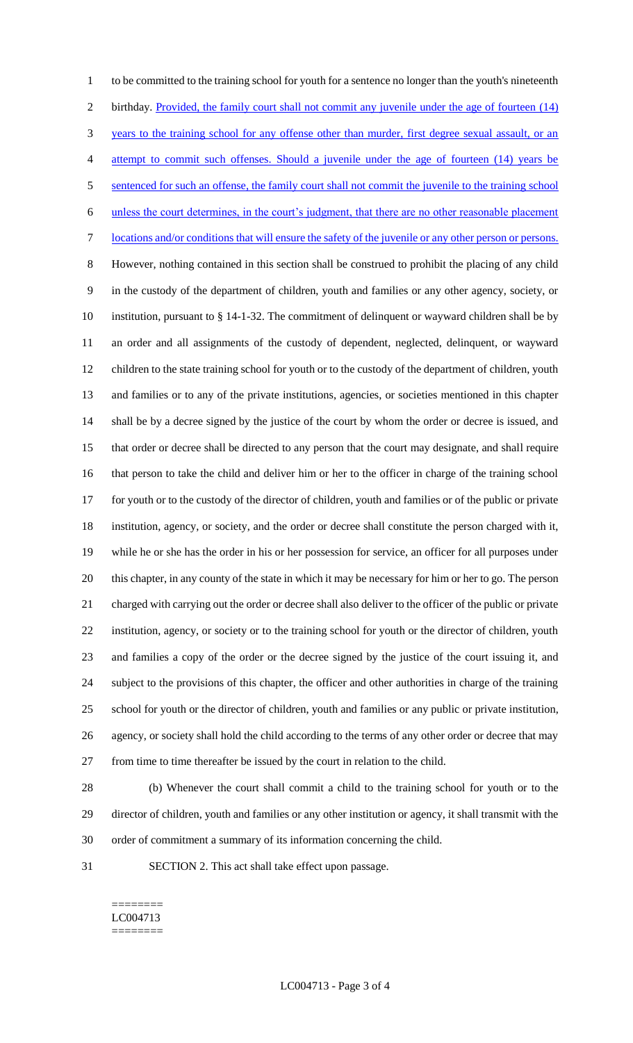to be committed to the training school for youth for a sentence no longer than the youth's nineteenth birthday. Provided, the family court shall not commit any juvenile under the age of fourteen (14) years to the training school for any offense other than murder, first degree sexual assault, or an attempt to commit such offenses. Should a juvenile under the age of fourteen (14) years be sentenced for such an offense, the family court shall not commit the juvenile to the training school unless the court determines, in the court's judgment, that there are no other reasonable placement locations and/or conditions that will ensure the safety of the juvenile or any other person or persons. However, nothing contained in this section shall be construed to prohibit the placing of any child in the custody of the department of children, youth and families or any other agency, society, or institution, pursuant to § 14-1-32. The commitment of delinquent or wayward children shall be by an order and all assignments of the custody of dependent, neglected, delinquent, or wayward children to the state training school for youth or to the custody of the department of children, youth and families or to any of the private institutions, agencies, or societies mentioned in this chapter shall be by a decree signed by the justice of the court by whom the order or decree is issued, and that order or decree shall be directed to any person that the court may designate, and shall require that person to take the child and deliver him or her to the officer in charge of the training school for youth or to the custody of the director of children, youth and families or of the public or private institution, agency, or society, and the order or decree shall constitute the person charged with it, while he or she has the order in his or her possession for service, an officer for all purposes under this chapter, in any county of the state in which it may be necessary for him or her to go. The person charged with carrying out the order or decree shall also deliver to the officer of the public or private institution, agency, or society or to the training school for youth or the director of children, youth and families a copy of the order or the decree signed by the justice of the court issuing it, and subject to the provisions of this chapter, the officer and other authorities in charge of the training school for youth or the director of children, youth and families or any public or private institution, agency, or society shall hold the child according to the terms of any other order or decree that may from time to time thereafter be issued by the court in relation to the child.

(b) Whenever the court shall commit a child to the training school for youth or to the director of children, youth and families or any other institution or agency, it shall transmit with the order of commitment a summary of its information concerning the child.

SECTION 2. This act shall take effect upon passage.

========
LC004713
========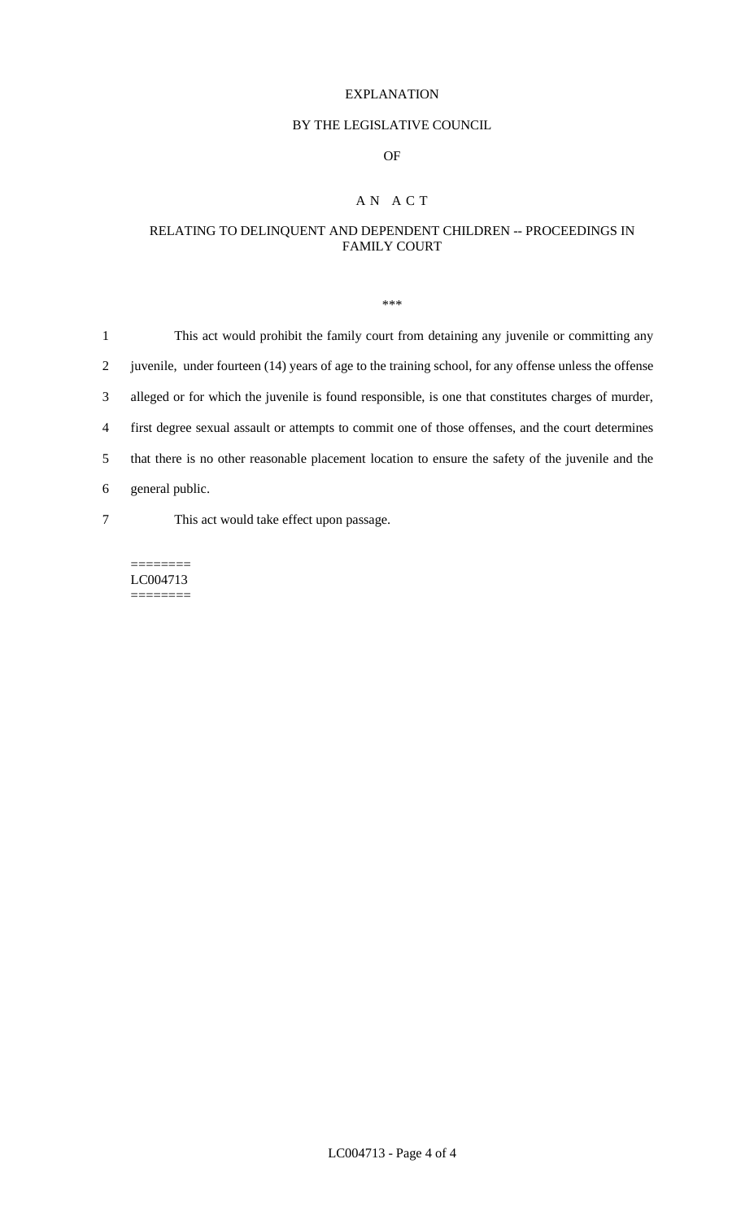EXPLANATION

BY THE LEGISLATIVE COUNCIL

OF

A N A C T

RELATING TO DELINQUENT AND DEPENDENT CHILDREN -- PROCEEDINGS IN FAMILY COURT

\*\*\*

1 This act would prohibit the family court from detaining any juvenile or committing any
2 juvenile, under fourteen (14) years of age to the training school, for any offense unless the offense
3 alleged or for which the juvenile is found responsible, is one that constitutes charges of murder,
4 first degree sexual assault or attempts to commit one of those offenses, and the court determines
5 that there is no other reasonable placement location to ensure the safety of the juvenile and the
6 general public.
7 This act would take effect upon passage.

========
LC004713
========